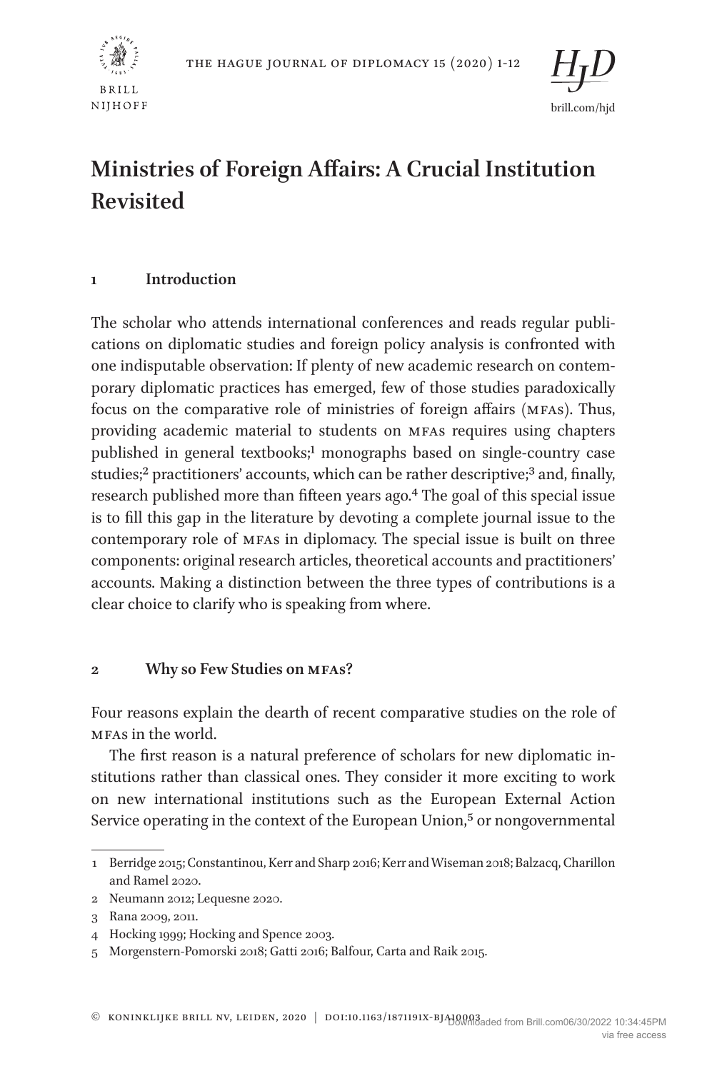# Ministries of Foreign Affairs: A Crucial Institution Revisited

## 1 Introduction

The scholar who attends international conferences and reads regular publications on diplomatic studies and foreign policy analysis is confronted with one indisputable observation: If plenty of new academic research on contemporary diplomatic practices has emerged, few of those studies paradoxically focus on the comparative role of ministries of foreign affairs (MFAs). Thus, providing academic material to students on MFAs requires using chapters published in general textbooks;[1] monographs based on single-country case studies;[2] practitioners' accounts, which can be rather descriptive;[3] and, finally, research published more than fifteen years ago.[4] The goal of this special issue is to fill this gap in the literature by devoting a complete journal issue to the contemporary role of MFAs in diplomacy. The special issue is built on three components: original research articles, theoretical accounts and practitioners' accounts. Making a distinction between the three types of contributions is a clear choice to clarify who is speaking from where.

## 2 Why so Few Studies on MFAs?

Four reasons explain the dearth of recent comparative studies on the role of MFAs in the world.

The first reason is a natural preference of scholars for new diplomatic institutions rather than classical ones. They consider it more exciting to work on new international institutions such as the European External Action Service operating in the context of the European Union,[5] or nongovernmental

---

1 Berridge 2015; Constantinou, Kerr and Sharp 2016; Kerr and Wiseman 2018; Balzacq, Charillon and Ramel 2020.

2 Neumann 2012; Lequesne 2020.

3 Rana 2009, 2011.

4 Hocking 1999; Hocking and Spence 2003.

5 Morgenstern-Pomorski 2018; Gatti 2016; Balfour, Carta and Raik 2015.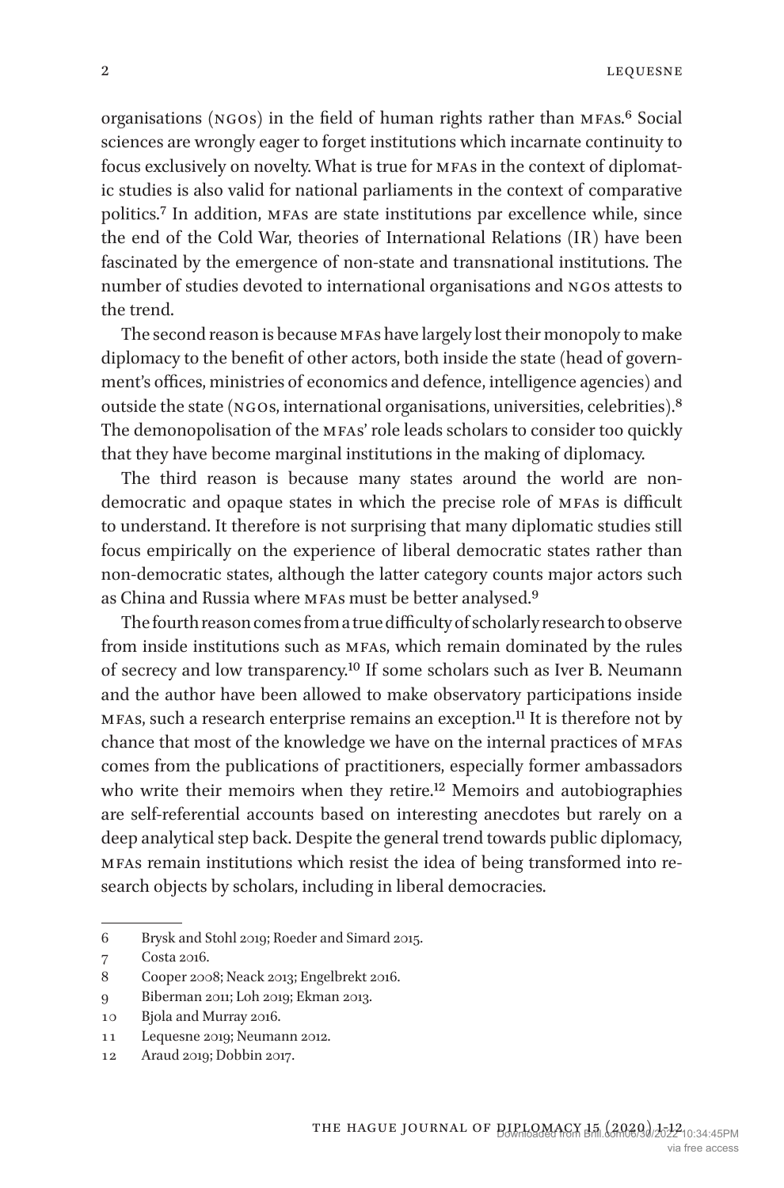organisations (NGOs) in the field of human rights rather than MFAs.[6] Social sciences are wrongly eager to forget institutions which incarnate continuity to focus exclusively on novelty. What is true for MFAs in the context of diplomatic studies is also valid for national parliaments in the context of comparative politics.[7] In addition, MFAs are state institutions par excellence while, since the end of the Cold War, theories of International Relations (IR) have been fascinated by the emergence of non-state and transnational institutions. The number of studies devoted to international organisations and NGOs attests to the trend.

The second reason is because MFAs have largely lost their monopoly to make diplomacy to the benefit of other actors, both inside the state (head of government's offices, ministries of economics and defence, intelligence agencies) and outside the state (NGOs, international organisations, universities, celebrities).[8] The demonopolisation of the MFAs' role leads scholars to consider too quickly that they have become marginal institutions in the making of diplomacy.

The third reason is because many states around the world are non-democratic and opaque states in which the precise role of MFAs is difficult to understand. It therefore is not surprising that many diplomatic studies still focus empirically on the experience of liberal democratic states rather than non-democratic states, although the latter category counts major actors such as China and Russia where MFAs must be better analysed.[9]

The fourth reason comes from a true difficulty of scholarly research to observe from inside institutions such as MFAs, which remain dominated by the rules of secrecy and low transparency.[10] If some scholars such as Iver B. Neumann and the author have been allowed to make observatory participations inside MFAs, such a research enterprise remains an exception.[11] It is therefore not by chance that most of the knowledge we have on the internal practices of MFAs comes from the publications of practitioners, especially former ambassadors who write their memoirs when they retire.[12] Memoirs and autobiographies are self-referential accounts based on interesting anecdotes but rarely on a deep analytical step back. Despite the general trend towards public diplomacy, MFAs remain institutions which resist the idea of being transformed into research objects by scholars, including in liberal democracies.

---

6 Brysk and Stohl 2019; Roeder and Simard 2015.

7 Costa 2016.

8 Cooper 2008; Neack 2013; Engelbrekt 2016.

9 Biberman 2011; Loh 2019; Ekman 2013.

10 Bjola and Murray 2016.

11 Lequesne 2019; Neumann 2012.

12 Araud 2019; Dobbin 2017.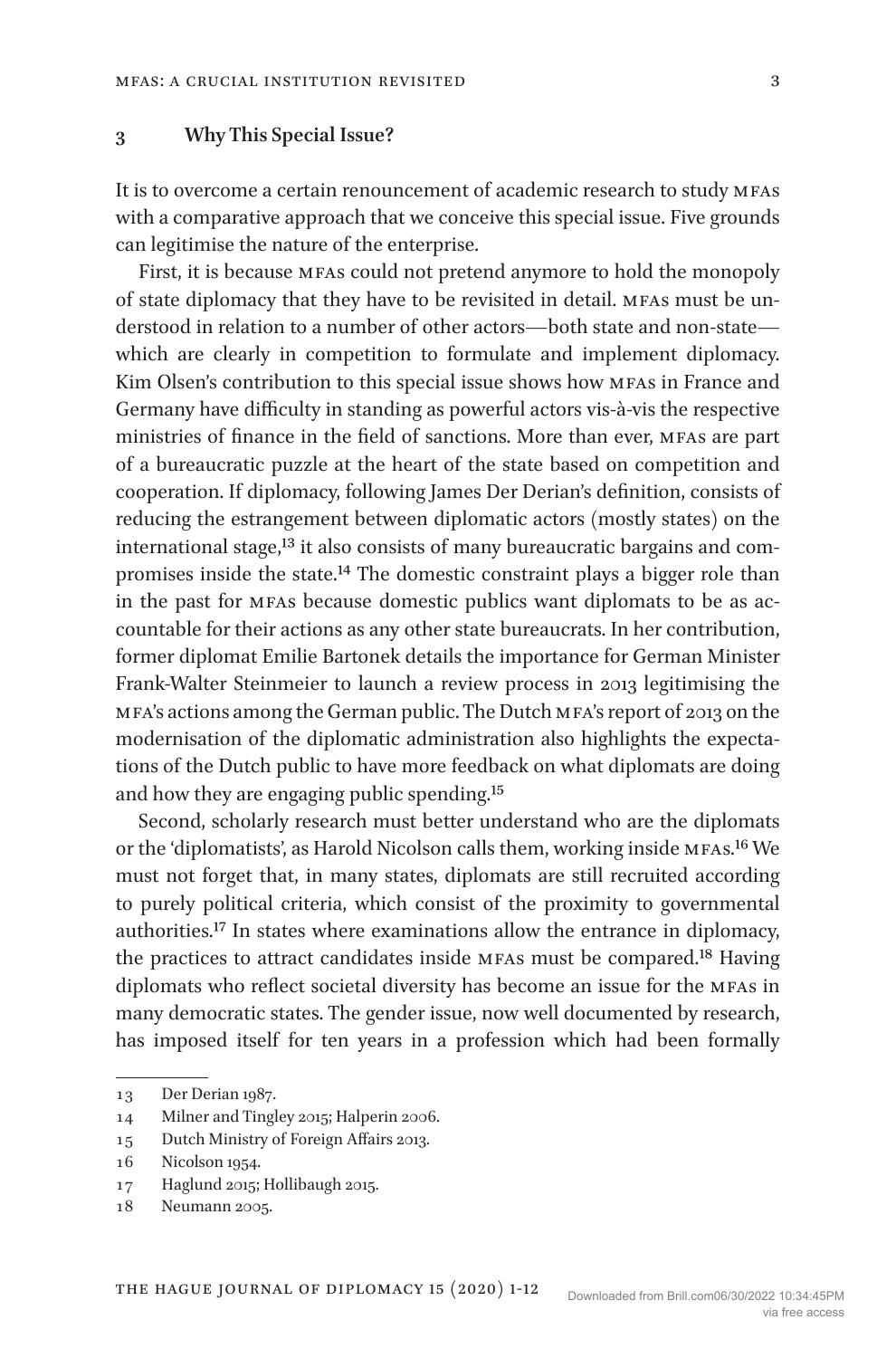## 3 Why This Special Issue?

It is to overcome a certain renouncement of academic research to study MFAs with a comparative approach that we conceive this special issue. Five grounds can legitimise the nature of the enterprise.

First, it is because MFAs could not pretend anymore to hold the monopoly of state diplomacy that they have to be revisited in detail. MFAs must be understood in relation to a number of other actors—both state and non-state—which are clearly in competition to formulate and implement diplomacy. Kim Olsen's contribution to this special issue shows how MFAs in France and Germany have difficulty in standing as powerful actors vis-à-vis the respective ministries of finance in the field of sanctions. More than ever, MFAs are part of a bureaucratic puzzle at the heart of the state based on competition and cooperation. If diplomacy, following James Der Derian's definition, consists of reducing the estrangement between diplomatic actors (mostly states) on the international stage,[13] it also consists of many bureaucratic bargains and compromises inside the state.[14] The domestic constraint plays a bigger role than in the past for MFAs because domestic publics want diplomats to be as accountable for their actions as any other state bureaucrats. In her contribution, former diplomat Emilie Bartonek details the importance for German Minister Frank-Walter Steinmeier to launch a review process in 2013 legitimising the MFA's actions among the German public. The Dutch MFA's report of 2013 on the modernisation of the diplomatic administration also highlights the expectations of the Dutch public to have more feedback on what diplomats are doing and how they are engaging public spending.[15]

Second, scholarly research must better understand who are the diplomats or the 'diplomatists', as Harold Nicolson calls them, working inside MFAs.[16] We must not forget that, in many states, diplomats are still recruited according to purely political criteria, which consist of the proximity to governmental authorities.[17] In states where examinations allow the entrance in diplomacy, the practices to attract candidates inside MFAs must be compared.[18] Having diplomats who reflect societal diversity has become an issue for the MFAs in many democratic states. The gender issue, now well documented by research, has imposed itself for ten years in a profession which had been formally

---

13 Der Derian 1987.

14 Milner and Tingley 2015; Halperin 2006.

15 Dutch Ministry of Foreign Affairs 2013.

16 Nicolson 1954.

17 Haglund 2015; Hollibaugh 2015.

18 Neumann 2005.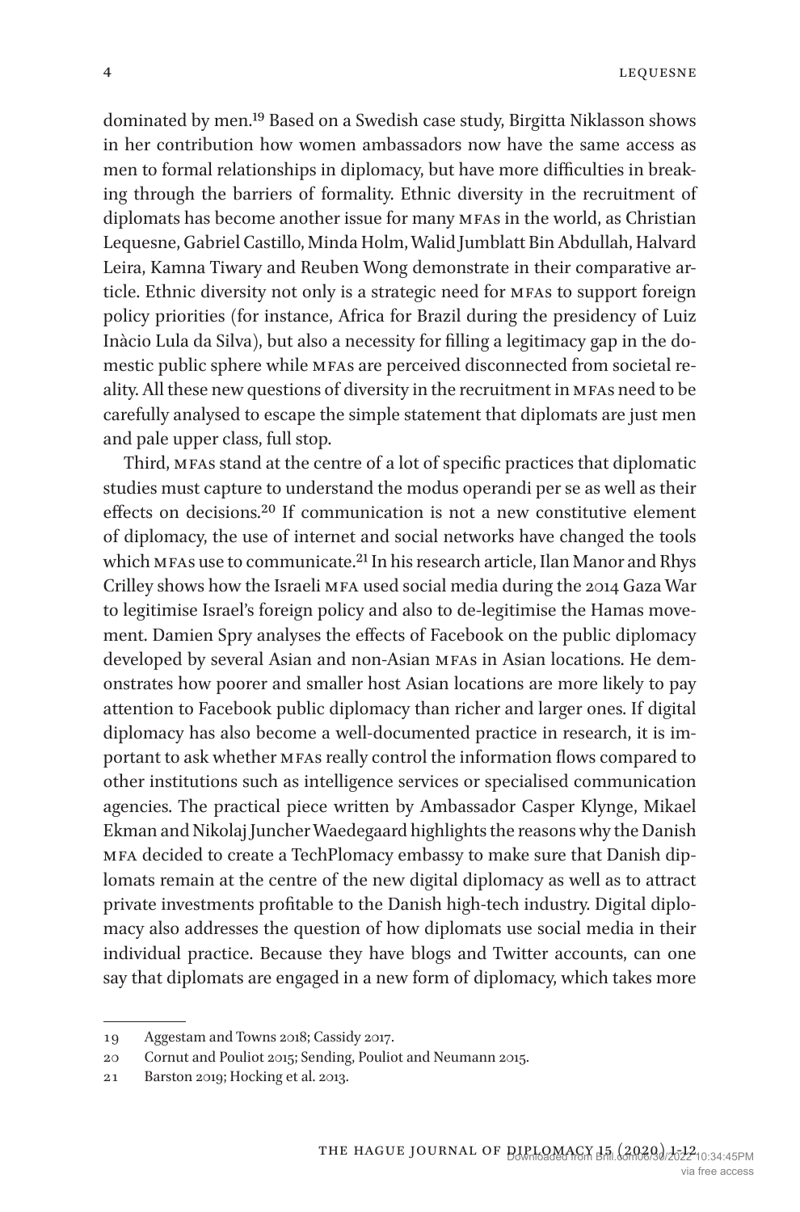dominated by men.[19] Based on a Swedish case study, Birgitta Niklasson shows in her contribution how women ambassadors now have the same access as men to formal relationships in diplomacy, but have more difficulties in breaking through the barriers of formality. Ethnic diversity in the recruitment of diplomats has become another issue for many MFAs in the world, as Christian Lequesne, Gabriel Castillo, Minda Holm, Walid Jumblatt Bin Abdullah, Halvard Leira, Kamna Tiwary and Reuben Wong demonstrate in their comparative article. Ethnic diversity not only is a strategic need for MFAs to support foreign policy priorities (for instance, Africa for Brazil during the presidency of Luiz Inàcio Lula da Silva), but also a necessity for filling a legitimacy gap in the domestic public sphere while MFAs are perceived disconnected from societal reality. All these new questions of diversity in the recruitment in MFAs need to be carefully analysed to escape the simple statement that diplomats are just men and pale upper class, full stop.

Third, MFAs stand at the centre of a lot of specific practices that diplomatic studies must capture to understand the modus operandi per se as well as their effects on decisions.[20] If communication is not a new constitutive element of diplomacy, the use of internet and social networks have changed the tools which MFAs use to communicate.[21] In his research article, Ilan Manor and Rhys Crilley shows how the Israeli MFA used social media during the 2014 Gaza War to legitimise Israel's foreign policy and also to de-legitimise the Hamas movement. Damien Spry analyses the effects of Facebook on the public diplomacy developed by several Asian and non-Asian MFAs in Asian locations. He demonstrates how poorer and smaller host Asian locations are more likely to pay attention to Facebook public diplomacy than richer and larger ones. If digital diplomacy has also become a well-documented practice in research, it is important to ask whether MFAs really control the information flows compared to other institutions such as intelligence services or specialised communication agencies. The practical piece written by Ambassador Casper Klynge, Mikael Ekman and Nikolaj Juncher Waedegaard highlights the reasons why the Danish MFA decided to create a TechPlomacy embassy to make sure that Danish diplomats remain at the centre of the new digital diplomacy as well as to attract private investments profitable to the Danish high-tech industry. Digital diplomacy also addresses the question of how diplomats use social media in their individual practice. Because they have blogs and Twitter accounts, can one say that diplomats are engaged in a new form of diplomacy, which takes more

---

19 Aggestam and Towns 2018; Cassidy 2017.

20 Cornut and Pouliot 2015; Sending, Pouliot and Neumann 2015.

21 Barston 2019; Hocking et al. 2013.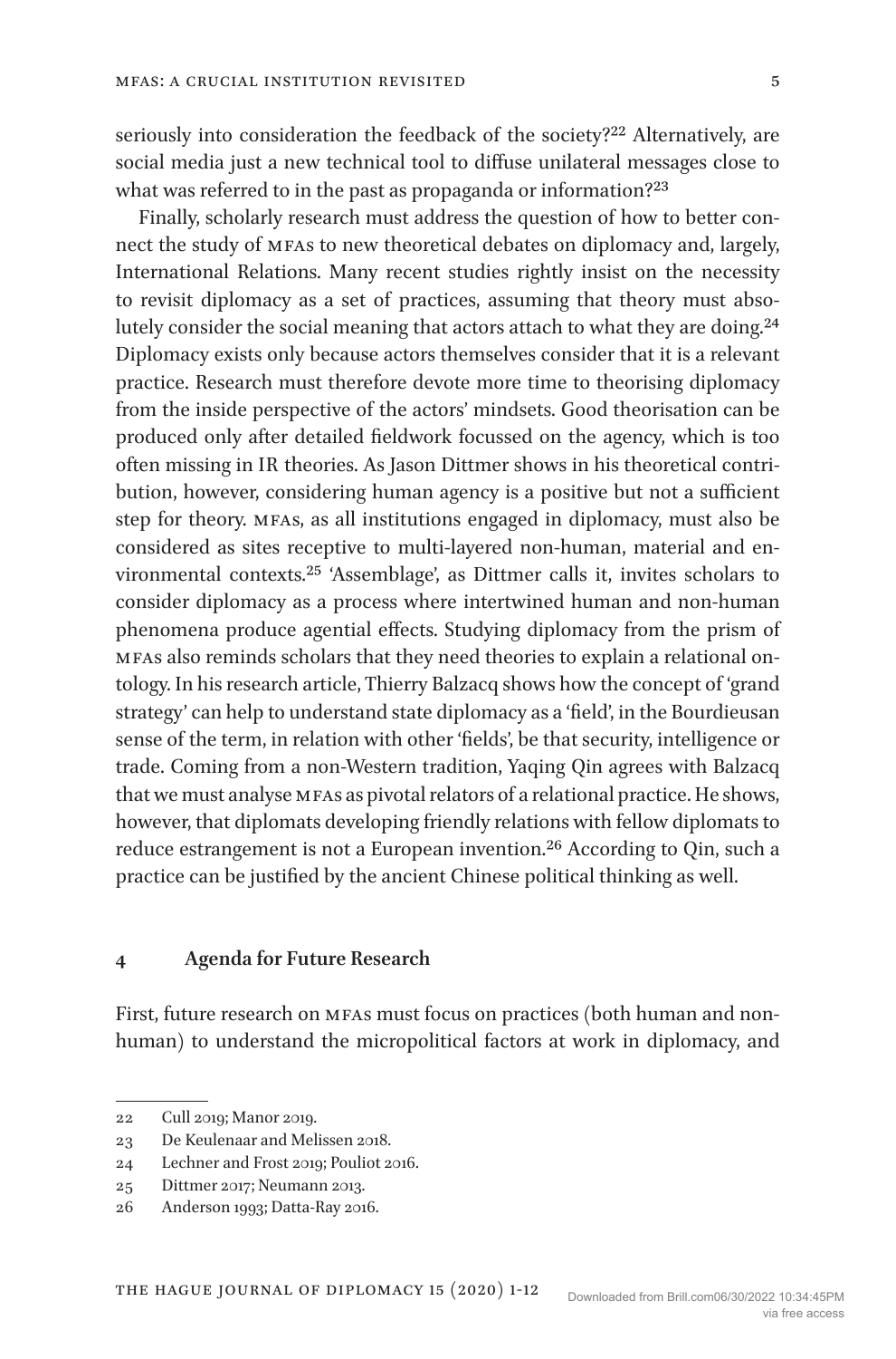seriously into consideration the feedback of the society?[22] Alternatively, are social media just a new technical tool to diffuse unilateral messages close to what was referred to in the past as propaganda or information?[23]

Finally, scholarly research must address the question of how to better connect the study of MFAs to new theoretical debates on diplomacy and, largely, International Relations. Many recent studies rightly insist on the necessity to revisit diplomacy as a set of practices, assuming that theory must absolutely consider the social meaning that actors attach to what they are doing.[24] Diplomacy exists only because actors themselves consider that it is a relevant practice. Research must therefore devote more time to theorising diplomacy from the inside perspective of the actors' mindsets. Good theorisation can be produced only after detailed fieldwork focussed on the agency, which is too often missing in IR theories. As Jason Dittmer shows in his theoretical contribution, however, considering human agency is a positive but not a sufficient step for theory. MFAs, as all institutions engaged in diplomacy, must also be considered as sites receptive to multi-layered non-human, material and environmental contexts.[25] 'Assemblage', as Dittmer calls it, invites scholars to consider diplomacy as a process where intertwined human and non-human phenomena produce agential effects. Studying diplomacy from the prism of MFAs also reminds scholars that they need theories to explain a relational ontology. In his research article, Thierry Balzacq shows how the concept of 'grand strategy' can help to understand state diplomacy as a 'field', in the Bourdieusan sense of the term, in relation with other 'fields', be that security, intelligence or trade. Coming from a non-Western tradition, Yaqing Qin agrees with Balzacq that we must analyse MFAs as pivotal relators of a relational practice. He shows, however, that diplomats developing friendly relations with fellow diplomats to reduce estrangement is not a European invention.[26] According to Qin, such a practice can be justified by the ancient Chinese political thinking as well.

## 4 Agenda for Future Research

First, future research on MFAs must focus on practices (both human and non-human) to understand the micropolitical factors at work in diplomacy, and

---

22 Cull 2019; Manor 2019.

23 De Keulenaar and Melissen 2018.

24 Lechner and Frost 2019; Pouliot 2016.

25 Dittmer 2017; Neumann 2013.

26 Anderson 1993; Datta-Ray 2016.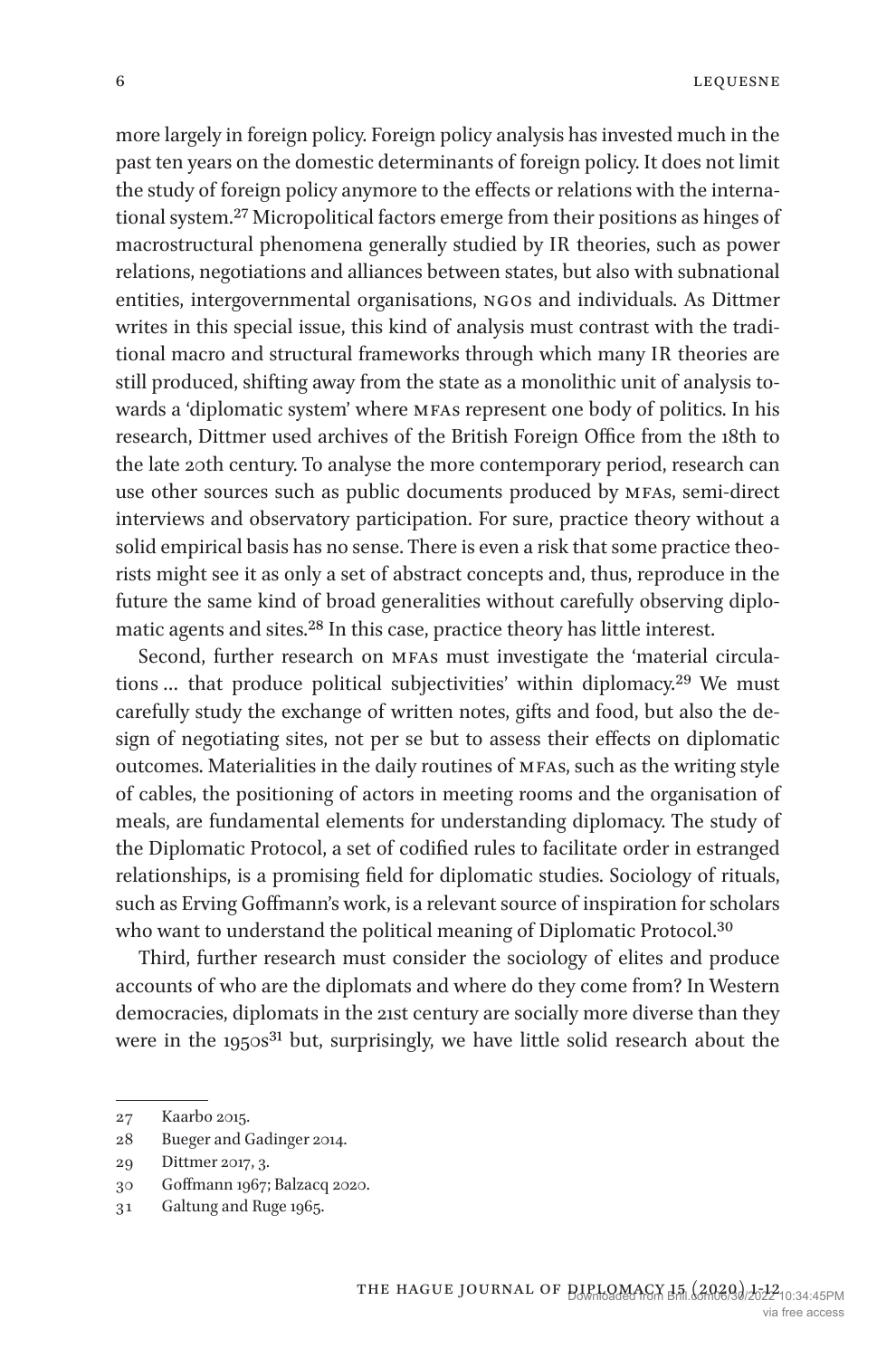more largely in foreign policy. Foreign policy analysis has invested much in the past ten years on the domestic determinants of foreign policy. It does not limit the study of foreign policy anymore to the effects or relations with the international system.[27] Micropolitical factors emerge from their positions as hinges of macrostructural phenomena generally studied by IR theories, such as power relations, negotiations and alliances between states, but also with subnational entities, intergovernmental organisations, NGOs and individuals. As Dittmer writes in this special issue, this kind of analysis must contrast with the traditional macro and structural frameworks through which many IR theories are still produced, shifting away from the state as a monolithic unit of analysis towards a 'diplomatic system' where MFAs represent one body of politics. In his research, Dittmer used archives of the British Foreign Office from the 18th to the late 20th century. To analyse the more contemporary period, research can use other sources such as public documents produced by MFAs, semi-direct interviews and observatory participation. For sure, practice theory without a solid empirical basis has no sense. There is even a risk that some practice theorists might see it as only a set of abstract concepts and, thus, reproduce in the future the same kind of broad generalities without carefully observing diplomatic agents and sites.[28] In this case, practice theory has little interest.

Second, further research on MFAs must investigate the 'material circulations … that produce political subjectivities' within diplomacy.[29] We must carefully study the exchange of written notes, gifts and food, but also the design of negotiating sites, not per se but to assess their effects on diplomatic outcomes. Materialities in the daily routines of MFAs, such as the writing style of cables, the positioning of actors in meeting rooms and the organisation of meals, are fundamental elements for understanding diplomacy. The study of the Diplomatic Protocol, a set of codified rules to facilitate order in estranged relationships, is a promising field for diplomatic studies. Sociology of rituals, such as Erving Goffmann's work, is a relevant source of inspiration for scholars who want to understand the political meaning of Diplomatic Protocol.[30]

Third, further research must consider the sociology of elites and produce accounts of who are the diplomats and where do they come from? In Western democracies, diplomats in the 21st century are socially more diverse than they were in the 1950s[31] but, surprisingly, we have little solid research about the

---

27 Kaarbo 2015.

28 Bueger and Gadinger 2014.

29 Dittmer 2017, 3.

30 Goffmann 1967; Balzacq 2020.

31 Galtung and Ruge 1965.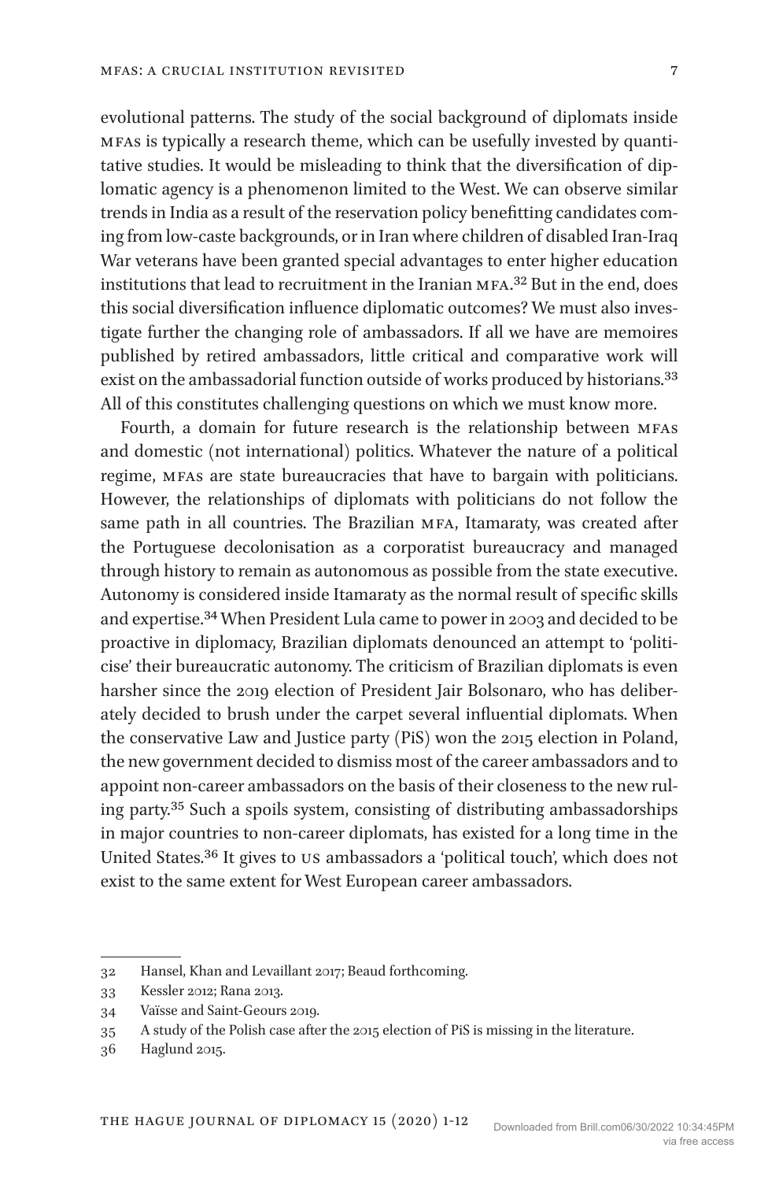evolutional patterns. The study of the social background of diplomats inside MFAs is typically a research theme, which can be usefully invested by quantitative studies. It would be misleading to think that the diversification of diplomatic agency is a phenomenon limited to the West. We can observe similar trends in India as a result of the reservation policy benefitting candidates coming from low-caste backgrounds, or in Iran where children of disabled Iran-Iraq War veterans have been granted special advantages to enter higher education institutions that lead to recruitment in the Iranian MFA.[32] But in the end, does this social diversification influence diplomatic outcomes? We must also investigate further the changing role of ambassadors. If all we have are memoires published by retired ambassadors, little critical and comparative work will exist on the ambassadorial function outside of works produced by historians.[33] All of this constitutes challenging questions on which we must know more.

Fourth, a domain for future research is the relationship between MFAs and domestic (not international) politics. Whatever the nature of a political regime, MFAs are state bureaucracies that have to bargain with politicians. However, the relationships of diplomats with politicians do not follow the same path in all countries. The Brazilian MFA, Itamaraty, was created after the Portuguese decolonisation as a corporatist bureaucracy and managed through history to remain as autonomous as possible from the state executive. Autonomy is considered inside Itamaraty as the normal result of specific skills and expertise.[34] When President Lula came to power in 2003 and decided to be proactive in diplomacy, Brazilian diplomats denounced an attempt to 'politicise' their bureaucratic autonomy. The criticism of Brazilian diplomats is even harsher since the 2019 election of President Jair Bolsonaro, who has deliberately decided to brush under the carpet several influential diplomats. When the conservative Law and Justice party (PiS) won the 2015 election in Poland, the new government decided to dismiss most of the career ambassadors and to appoint non-career ambassadors on the basis of their closeness to the new ruling party.[35] Such a spoils system, consisting of distributing ambassadorships in major countries to non-career diplomats, has existed for a long time in the United States.[36] It gives to US ambassadors a 'political touch', which does not exist to the same extent for West European career ambassadors.

---

32 Hansel, Khan and Levaillant 2017; Beaud forthcoming.

33 Kessler 2012; Rana 2013.

34 Vaïsse and Saint-Geours 2019.

35 A study of the Polish case after the 2015 election of PiS is missing in the literature.

36 Haglund 2015.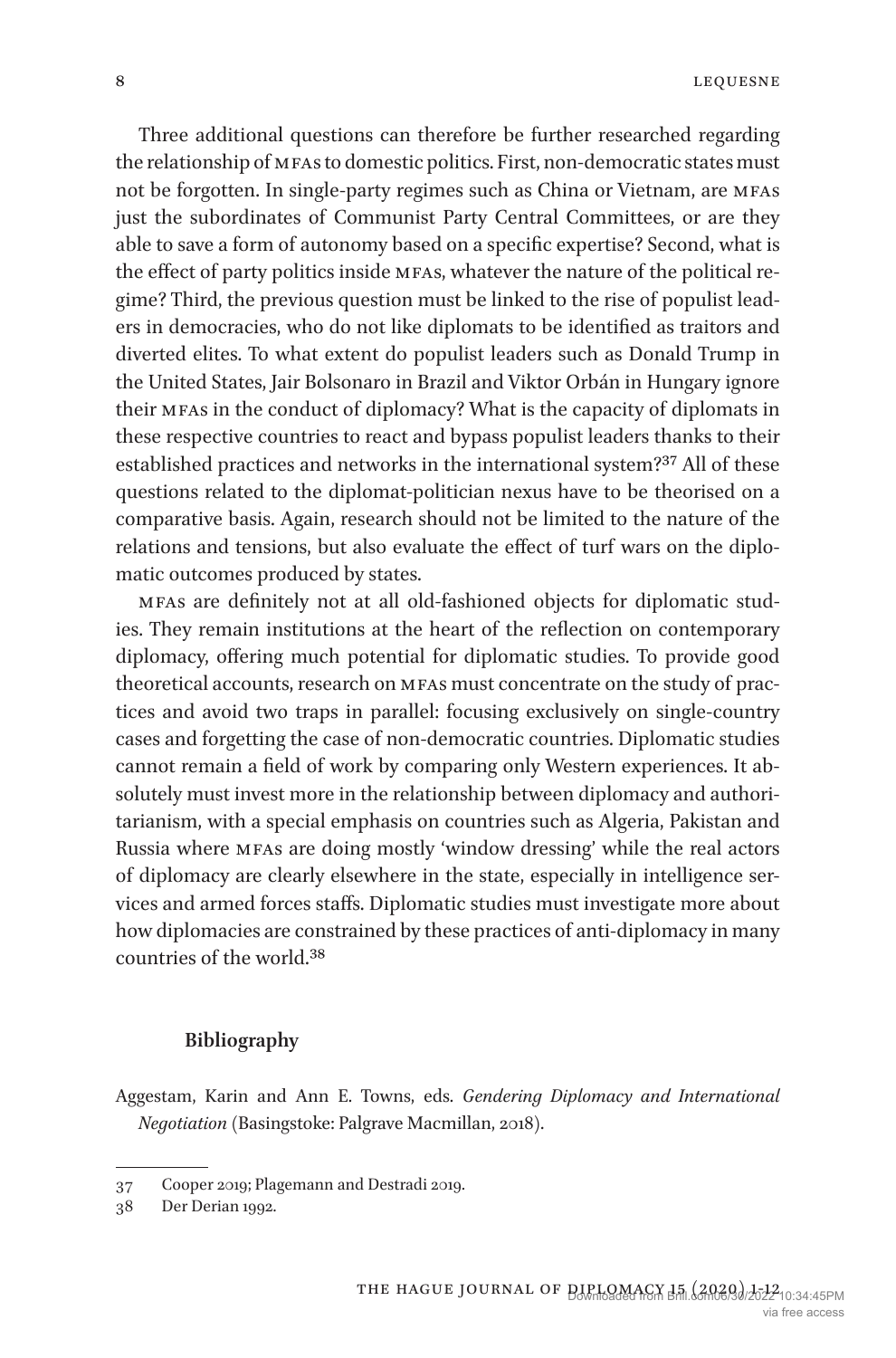Three additional questions can therefore be further researched regarding the relationship of MFAs to domestic politics. First, non-democratic states must not be forgotten. In single-party regimes such as China or Vietnam, are MFAs just the subordinates of Communist Party Central Committees, or are they able to save a form of autonomy based on a specific expertise? Second, what is the effect of party politics inside MFAs, whatever the nature of the political regime? Third, the previous question must be linked to the rise of populist leaders in democracies, who do not like diplomats to be identified as traitors and diverted elites. To what extent do populist leaders such as Donald Trump in the United States, Jair Bolsonaro in Brazil and Viktor Orbán in Hungary ignore their MFAs in the conduct of diplomacy? What is the capacity of diplomats in these respective countries to react and bypass populist leaders thanks to their established practices and networks in the international system?[37] All of these questions related to the diplomat-politician nexus have to be theorised on a comparative basis. Again, research should not be limited to the nature of the relations and tensions, but also evaluate the effect of turf wars on the diplomatic outcomes produced by states.

MFAs are definitely not at all old-fashioned objects for diplomatic studies. They remain institutions at the heart of the reflection on contemporary diplomacy, offering much potential for diplomatic studies. To provide good theoretical accounts, research on MFAs must concentrate on the study of practices and avoid two traps in parallel: focusing exclusively on single-country cases and forgetting the case of non-democratic countries. Diplomatic studies cannot remain a field of work by comparing only Western experiences. It absolutely must invest more in the relationship between diplomacy and authoritarianism, with a special emphasis on countries such as Algeria, Pakistan and Russia where MFAs are doing mostly 'window dressing' while the real actors of diplomacy are clearly elsewhere in the state, especially in intelligence services and armed forces staffs. Diplomatic studies must investigate more about how diplomacies are constrained by these practices of anti-diplomacy in many countries of the world.[38]

## Bibliography

Aggestam, Karin and Ann E. Towns, eds. *Gendering Diplomacy and International Negotiation* (Basingstoke: Palgrave Macmillan, 2018).

---

37 Cooper 2019; Plagemann and Destradi 2019.

38 Der Derian 1992.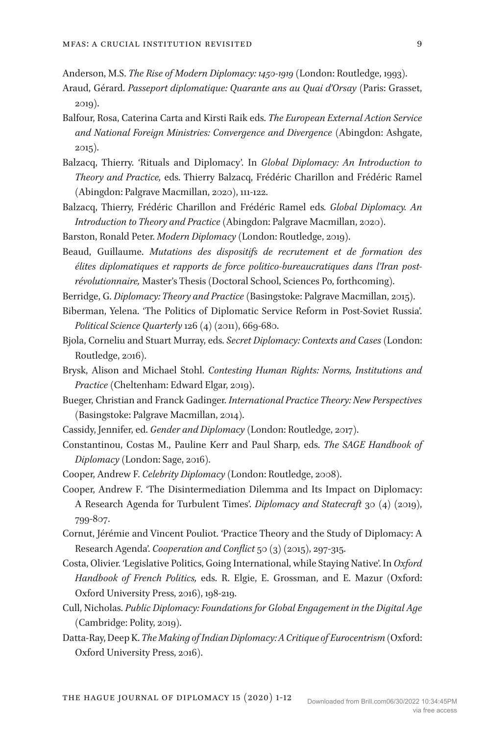Anderson, M.S. *The Rise of Modern Diplomacy: 1450-1919* (London: Routledge, 1993).

Araud, Gérard. *Passeport diplomatique: Quarante ans au Quai d'Orsay* (Paris: Grasset, 2019).

Balfour, Rosa, Caterina Carta and Kirsti Raik eds. *The European External Action Service and National Foreign Ministries: Convergence and Divergence* (Abingdon: Ashgate, 2015).

Balzacq, Thierry. 'Rituals and Diplomacy'. In *Global Diplomacy: An Introduction to Theory and Practice,* eds. Thierry Balzacq, Frédéric Charillon and Frédéric Ramel (Abingdon: Palgrave Macmillan, 2020), 111-122.

Balzacq, Thierry, Frédéric Charillon and Frédéric Ramel eds. *Global Diplomacy. An Introduction to Theory and Practice* (Abingdon: Palgrave Macmillan, 2020).

Barston, Ronald Peter. *Modern Diplomacy* (London: Routledge, 2019).

Beaud, Guillaume. *Mutations des dispositifs de recrutement et de formation des élites diplomatiques et rapports de force politico-bureaucratiques dans l'Iran post-révolutionnaire,* Master's Thesis (Doctoral School, Sciences Po, forthcoming).

Berridge, G. *Diplomacy: Theory and Practice* (Basingstoke: Palgrave Macmillan, 2015).

Biberman, Yelena. 'The Politics of Diplomatic Service Reform in Post-Soviet Russia'. *Political Science Quarterly* 126 (4) (2011), 669-680.

Bjola, Corneliu and Stuart Murray, eds. *Secret Diplomacy: Contexts and Cases* (London: Routledge, 2016).

Brysk, Alison and Michael Stohl. *Contesting Human Rights: Norms, Institutions and Practice* (Cheltenham: Edward Elgar, 2019).

Bueger, Christian and Franck Gadinger. *International Practice Theory: New Perspectives* (Basingstoke: Palgrave Macmillan, 2014).

Cassidy, Jennifer, ed. *Gender and Diplomacy* (London: Routledge, 2017).

Constantinou, Costas M., Pauline Kerr and Paul Sharp, eds. *The SAGE Handbook of Diplomacy* (London: Sage, 2016).

Cooper, Andrew F. *Celebrity Diplomacy* (London: Routledge, 2008).

Cooper, Andrew F. 'The Disintermediation Dilemma and Its Impact on Diplomacy: A Research Agenda for Turbulent Times'. *Diplomacy and Statecraft* 30 (4) (2019), 799-807.

Cornut, Jérémie and Vincent Pouliot. 'Practice Theory and the Study of Diplomacy: A Research Agenda'. *Cooperation and Conflict* 50 (3) (2015), 297-315.

Costa, Olivier. 'Legislative Politics, Going International, while Staying Native'. In *Oxford Handbook of French Politics,* eds. R. Elgie, E. Grossman, and E. Mazur (Oxford: Oxford University Press, 2016), 198-219.

Cull, Nicholas. *Public Diplomacy: Foundations for Global Engagement in the Digital Age* (Cambridge: Polity, 2019).

Datta-Ray, Deep K. *The Making of Indian Diplomacy: A Critique of Eurocentrism* (Oxford: Oxford University Press, 2016).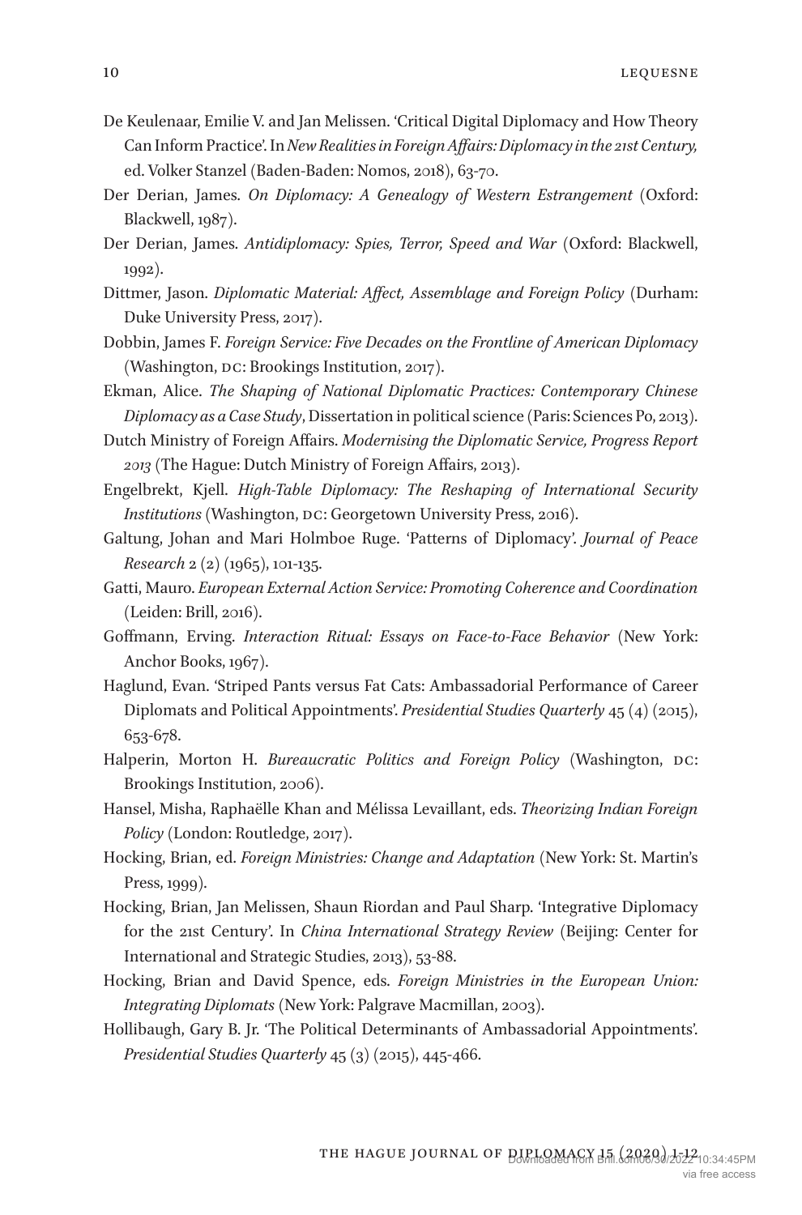De Keulenaar, Emilie V. and Jan Melissen. 'Critical Digital Diplomacy and How Theory Can Inform Practice'. In *New Realities in Foreign Affairs: Diplomacy in the 21st Century*, ed. Volker Stanzel (Baden-Baden: Nomos, 2018), 63-70.

Der Derian, James. *On Diplomacy: A Genealogy of Western Estrangement* (Oxford: Blackwell, 1987).

Der Derian, James. *Antidiplomacy: Spies, Terror, Speed and War* (Oxford: Blackwell, 1992).

Dittmer, Jason. *Diplomatic Material: Affect, Assemblage and Foreign Policy* (Durham: Duke University Press, 2017).

Dobbin, James F. *Foreign Service: Five Decades on the Frontline of American Diplomacy* (Washington, DC: Brookings Institution, 2017).

Ekman, Alice. *The Shaping of National Diplomatic Practices: Contemporary Chinese Diplomacy as a Case Study*, Dissertation in political science (Paris: Sciences Po, 2013).

Dutch Ministry of Foreign Affairs. *Modernising the Diplomatic Service, Progress Report 2013* (The Hague: Dutch Ministry of Foreign Affairs, 2013).

Engelbrekt, Kjell. *High-Table Diplomacy: The Reshaping of International Security Institutions* (Washington, DC: Georgetown University Press, 2016).

Galtung, Johan and Mari Holmboe Ruge. 'Patterns of Diplomacy'. *Journal of Peace Research* 2 (2) (1965), 101-135.

Gatti, Mauro. *European External Action Service: Promoting Coherence and Coordination* (Leiden: Brill, 2016).

Goffmann, Erving. *Interaction Ritual: Essays on Face-to-Face Behavior* (New York: Anchor Books, 1967).

Haglund, Evan. 'Striped Pants versus Fat Cats: Ambassadorial Performance of Career Diplomats and Political Appointments'. *Presidential Studies Quarterly* 45 (4) (2015), 653-678.

Halperin, Morton H. *Bureaucratic Politics and Foreign Policy* (Washington, DC: Brookings Institution, 2006).

Hansel, Misha, Raphaëlle Khan and Mélissa Levaillant, eds. *Theorizing Indian Foreign Policy* (London: Routledge, 2017).

Hocking, Brian, ed. *Foreign Ministries: Change and Adaptation* (New York: St. Martin's Press, 1999).

Hocking, Brian, Jan Melissen, Shaun Riordan and Paul Sharp. 'Integrative Diplomacy for the 21st Century'. In *China International Strategy Review* (Beijing: Center for International and Strategic Studies, 2013), 53-88.

Hocking, Brian and David Spence, eds. *Foreign Ministries in the European Union: Integrating Diplomats* (New York: Palgrave Macmillan, 2003).

Hollibaugh, Gary B. Jr. 'The Political Determinants of Ambassadorial Appointments'. *Presidential Studies Quarterly* 45 (3) (2015), 445-466.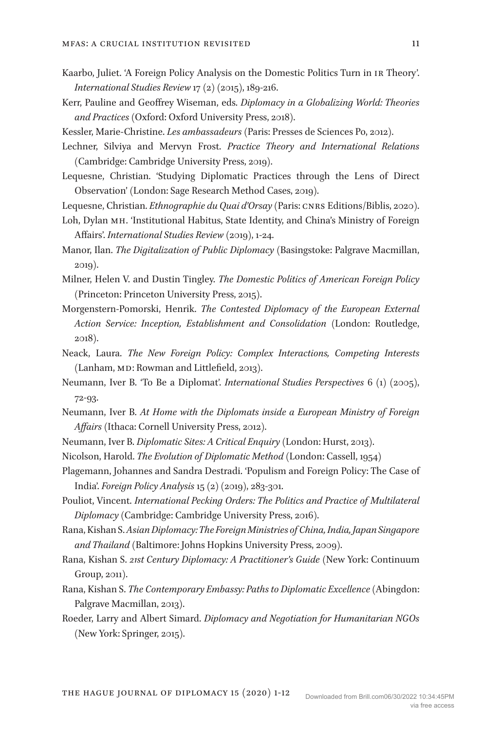Kaarbo, Juliet. 'A Foreign Policy Analysis on the Domestic Politics Turn in IR Theory'. *International Studies Review* 17 (2) (2015), 189-216.

Kerr, Pauline and Geoffrey Wiseman, eds. *Diplomacy in a Globalizing World: Theories and Practices* (Oxford: Oxford University Press, 2018).

Kessler, Marie-Christine. *Les ambassadeurs* (Paris: Presses de Sciences Po, 2012).

Lechner, Silviya and Mervyn Frost. *Practice Theory and International Relations* (Cambridge: Cambridge University Press, 2019).

Lequesne, Christian. 'Studying Diplomatic Practices through the Lens of Direct Observation' (London: Sage Research Method Cases, 2019).

Lequesne, Christian. *Ethnographie du Quai d'Orsay* (Paris: CNRS Editions/Biblis, 2020).

Loh, Dylan MH. 'Institutional Habitus, State Identity, and China's Ministry of Foreign Affairs'. *International Studies Review* (2019), 1-24.

Manor, Ilan. *The Digitalization of Public Diplomacy* (Basingstoke: Palgrave Macmillan, 2019).

Milner, Helen V. and Dustin Tingley. *The Domestic Politics of American Foreign Policy* (Princeton: Princeton University Press, 2015).

Morgenstern-Pomorski, Henrik. *The Contested Diplomacy of the European External Action Service: Inception, Establishment and Consolidation* (London: Routledge, 2018).

Neack, Laura. *The New Foreign Policy: Complex Interactions, Competing Interests* (Lanham, MD: Rowman and Littlefield, 2013).

Neumann, Iver B. 'To Be a Diplomat'. *International Studies Perspectives* 6 (1) (2005), 72-93.

Neumann, Iver B. *At Home with the Diplomats inside a European Ministry of Foreign Affairs* (Ithaca: Cornell University Press, 2012).

Neumann, Iver B. *Diplomatic Sites: A Critical Enquiry* (London: Hurst, 2013).

Nicolson, Harold. *The Evolution of Diplomatic Method* (London: Cassell, 1954)

Plagemann, Johannes and Sandra Destradi. 'Populism and Foreign Policy: The Case of India'. *Foreign Policy Analysis* 15 (2) (2019), 283-301.

Pouliot, Vincent. *International Pecking Orders: The Politics and Practice of Multilateral Diplomacy* (Cambridge: Cambridge University Press, 2016).

Rana, Kishan S. *Asian Diplomacy: The Foreign Ministries of China, India, Japan Singapore and Thailand* (Baltimore: Johns Hopkins University Press, 2009).

Rana, Kishan S. *21st Century Diplomacy: A Practitioner's Guide* (New York: Continuum Group, 2011).

Rana, Kishan S. *The Contemporary Embassy: Paths to Diplomatic Excellence* (Abingdon: Palgrave Macmillan, 2013).

Roeder, Larry and Albert Simard. *Diplomacy and Negotiation for Humanitarian NGOs* (New York: Springer, 2015).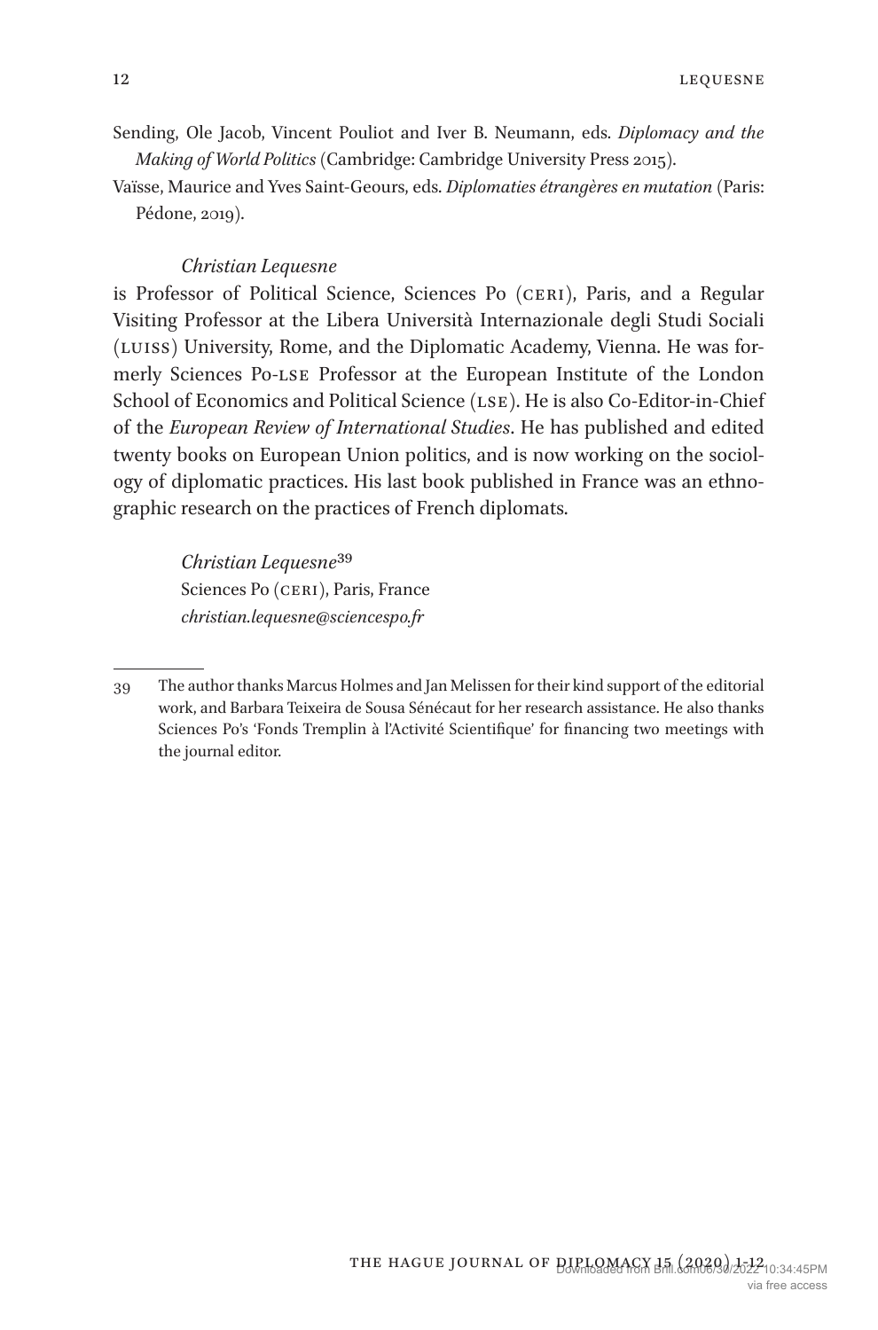Sending, Ole Jacob, Vincent Pouliot and Iver B. Neumann, eds. *Diplomacy and the Making of World Politics* (Cambridge: Cambridge University Press 2015).

Vaïsse, Maurice and Yves Saint-Geours, eds. *Diplomaties étrangères en mutation* (Paris: Pédone, 2019).

*Christian Lequesne*

is Professor of Political Science, Sciences Po (CERI), Paris, and a Regular Visiting Professor at the Libera Università Internazionale degli Studi Sociali (LUISS) University, Rome, and the Diplomatic Academy, Vienna. He was formerly Sciences Po-LSE Professor at the European Institute of the London School of Economics and Political Science (LSE). He is also Co-Editor-in-Chief of the *European Review of International Studies*. He has published and edited twenty books on European Union politics, and is now working on the sociology of diplomatic practices. His last book published in France was an ethnographic research on the practices of French diplomats.

*Christian Lequesne*[39]
Sciences Po (CERI), Paris, France
*christian.lequesne@sciencespo.fr*

---

39 The author thanks Marcus Holmes and Jan Melissen for their kind support of the editorial work, and Barbara Teixeira de Sousa Sénécaut for her research assistance. He also thanks Sciences Po's 'Fonds Tremplin à l'Activité Scientifique' for financing two meetings with the journal editor.